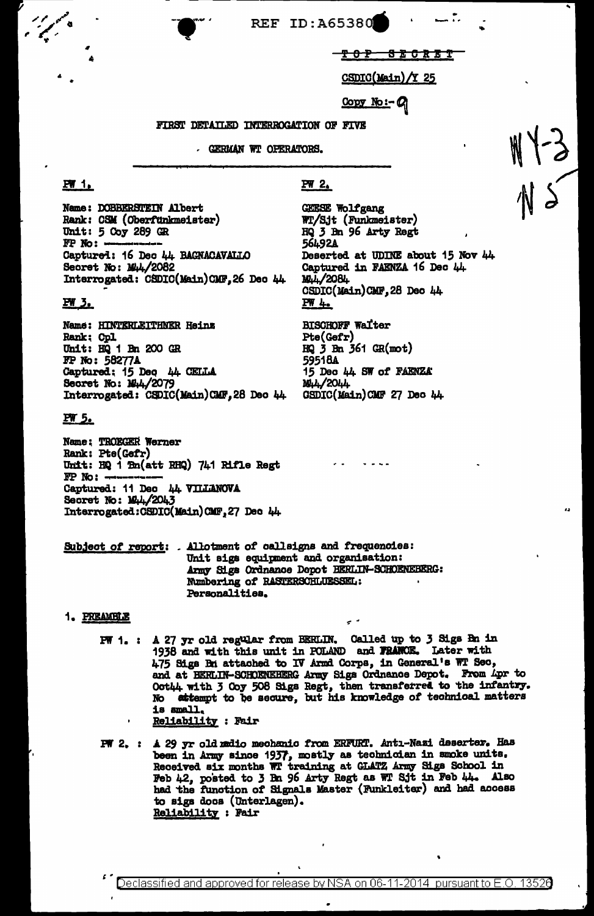REF ID:A65380

~~TOP SECRET~~

CSDIC(Main)/Y 25

Copy No:- 9

WY-3
N 5

FIRST DETAILED INTERROGATION OF FIVE

GERMAN WT OPERATORS.

**PW 1.**

Name: DOBBERSTEIN Albert
Rank: CSM (Oberfunkmeister)
Unit: 5 Coy 289 GR
FP No: ———
Captured: 16 Dec 44 BAGNACAVALLO
Secret No: M44/2082
Interrogated: CSDIC(Main)CMF, 26 Dec 44

**PW 2.**

GEESE Wolfgang
WT/Sjt (Funkmeister)
HQ 3 Bn 96 Arty Regt
56492A
Deserted at UDINE about 15 Nov 44
Captured in FAENZA 16 Dec 44
M44/2084
CSDIC(Main)CMF, 28 Dec 44

**PW 3.**

Name: HINTERLEITHNER Heinz
Rank: Cpl
Unit: HQ 1 Bn 200 GR
FP No: 58277A
Captured: 15 Dec 44 CELLA
Secret No: M44/2079
Interrogated: CSDIC(Main)CMF, 28 Dec 44

**PW 4.**

BISCHOFF Walter
Pte(Gefr)
HQ 3 Bn 361 GR(mot)
59518A
15 Dec 44 SW of FAENZA
M44/2044
CSDIC(Main)CMF 27 Dec 44

**PW 5.**

Name: TROEGER Werner
Rank: Pte(Gefr)
Unit: HQ 1 Bn(att RHQ) 741 Rifle Regt
FP No: ———
Captured: 11 Dec 44 VILLANOVA
Secret No: M44/2043
Interrogated: CSDIC(Main)CMF, 27 Dec 44

Subject of report: Allotment of callsigns and frequencies:
Unit sigs equipment and organisation:
Army Sigs Ordnance Depot BERLIN-SCHOENEBERG:
Numbering of RASTERSCHLUESSEL:
Personalities.

1. PREAMBLE

PW 1. : A 27 yr old regular from BERLIN. Called up to 3 Sigs Bn in 1938 and with this unit in POLAND and FRANCE. Later with 475 Sigs Bn attached to IV Armd Corps, in General's WT Sec, and at BERLIN-SCHOENEBERG Army Sigs Ordnance Depot. From Apr to Oct44 with 3 Coy 508 Sigs Regt, then transferred to the infantry. No attempt to be secure, but his knowledge of technical matters is small.
Reliability : Fair

PW 2. : A 29 yr old radio mechanic from ERFURT. Anti-Nazi deserter. Has been in Army since 1937, mostly as technician in smoke units. Received six months WT training at GLATZ Army Sigs School in Feb 42, posted to 3 Bn 96 Arty Regt as WT Sjt in Feb 44. Also had the function of Signals Master (Funkleiter) and had access to sigs docs (Unterlagen).
Reliability : Fair

Declassified and approved for release by NSA on 06-11-2014 pursuant to E.O. 13526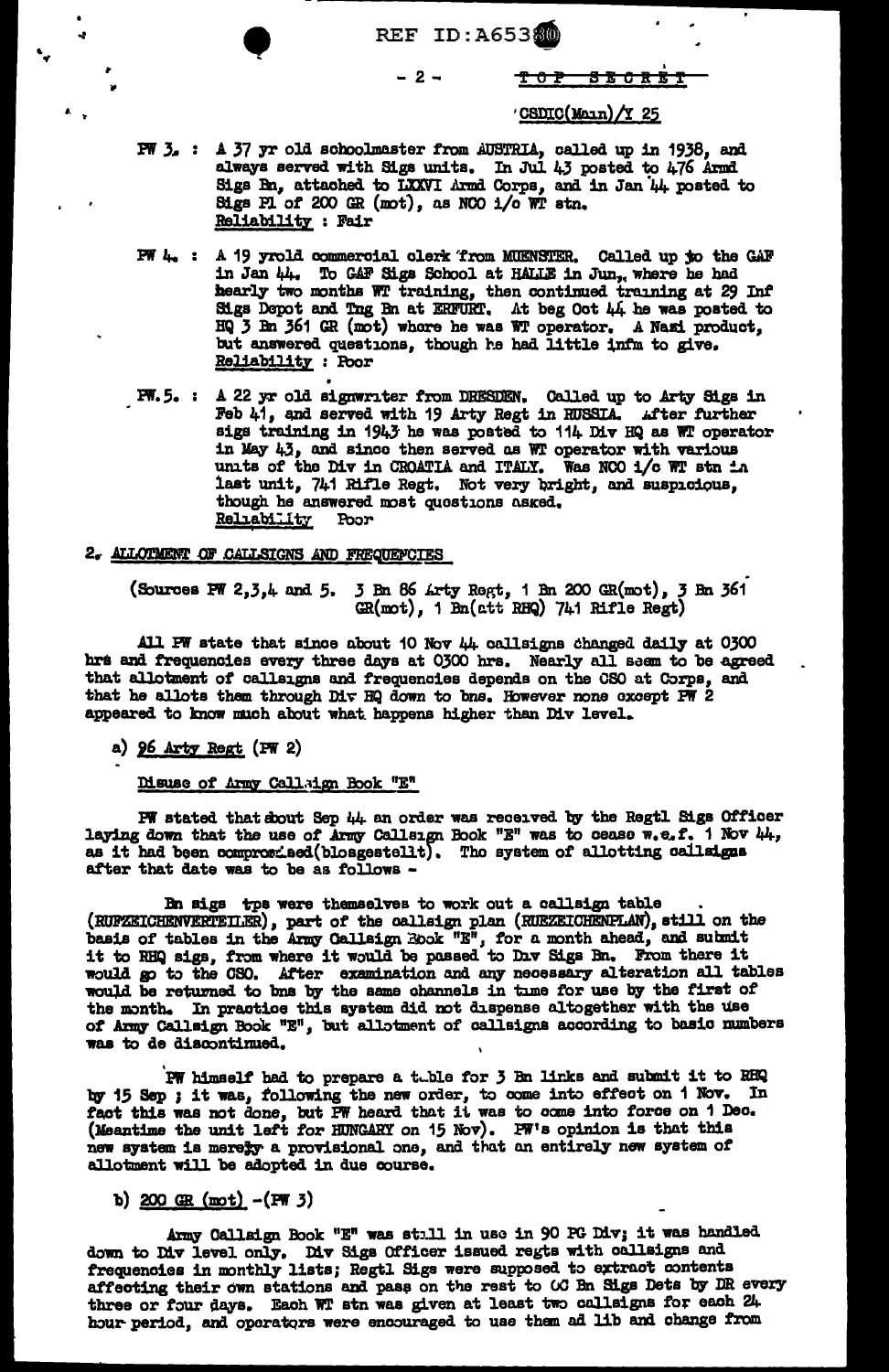TOP SECRET

CSDIC(Main)/Y 25

PW 3. : A 37 yr old schoolmaster from AUSTRIA, called up in 1938, and always served with Sigs units. In Jul 43 posted to 476 Armd Sigs Bn, attached to LXXVI Armd Corps, and in Jan 44 posted to Sigs Pl of 200 GR (mot), as NCO i/c WT stn.
Reliability : Fair

PW 4. : A 19 yr old commercial clerk from MUENSTER. Called up to the GAF in Jan 44. To GAF Sigs School at HALLE in Jun, where he had nearly two months WT training, then continued training at 29 Inf Sigs Depot and Tng Bn at ERFURT. At beg Oct 44 he was posted to HQ 3 Bn 361 GR (mot) where he was WT operator. A Nazi product, but answered questions, though he had little infm to give.
Reliability : Poor

PW. 5. : A 22 yr old signwriter from DRESDEN. Called up to Arty Sigs in Feb 41, and served with 19 Arty Regt in RUSSIA. After further sigs training in 1943 he was posted to 114 Div HQ as WT operator in May 43, and since then served as WT operator with various units of the Div in CROATIA and ITALY. Was NCO i/c WT stn in last unit, 741 Rifle Regt. Not very bright, and suspicious, though he answered most questions asked.
Reliability Poor

2. ALLOTMENT OF CALLSIGNS AND FREQUENCIES

(Sources PW 2,3,4 and 5. 3 Bn 86 Arty Regt, 1 Bn 200 GR(mot), 3 Bn 361 GR(mot), 1 Bn(att RHQ) 741 Rifle Regt)

All PW state that since about 10 Nov 44 callsigns changed daily at 0300 hrs and frequencies every three days at 0300 hrs. Nearly all seem to be agreed that allotment of callsigns and frequencies depends on the CSO at Corps, and that he allots them through Div HQ down to bns. However none except PW 2 appeared to know much about what happens higher than Div level.

a) 96 Arty Regt (PW 2)

Disuse of Army Callsign Book "E"

PW stated that about Sep 44 an order was received by the Regtl Sigs Officer laying down that the use of Army Callsign Book "E" was to cease w.e.f. 1 Nov 44, as it had been compromised(bloßgestellt). The system of allotting callsigns after that date was to be as follows -

Bn sigs tps were themselves to work out a callsign table (RUFZEICHENVERTEILER), part of the callsign plan (RUFZEICHENPLAN), still on the basis of tables in the Army Callsign Book "E", for a month ahead, and submit it to RHQ sigs, from where it would be passed to Div Sigs Bn. From there it would go to the CSO. After examination and any necessary alteration all tables would be returned to bns by the same channels in time for use by the first of the month. In practice this system did not dispense altogether with the use of Army Callsign Book "E", but allotment of callsigns according to basic numbers was to de discontinued.

PW himself had to prepare a table for 3 Bn links and submit it to RHQ by 15 Sep ; it was, following the new order, to come into effect on 1 Nov. In fact this was not done, but PW heard that it was to come into force on 1 Dec. (Meantime the unit left for HUNGARY on 15 Nov). PW's opinion is that this new system is merely a provisional one, and that an entirely new system of allotment will be adopted in due course.

b) 200 GR (mot) -(PW 3)

Army Callsign Book "E" was still in use in 90 PG Div; it was handled down to Div level only. Div Sigs Officer issued regts with callsigns and frequencies in monthly lists; Regtl Sigs were supposed to extract contents affecting their own stations and pass on the rest to OC Bn Sigs Dets by DR every three or four days. Each WT stn was given at least two callsigns for each 24 hour period, and operators were encouraged to use them ad lib and change from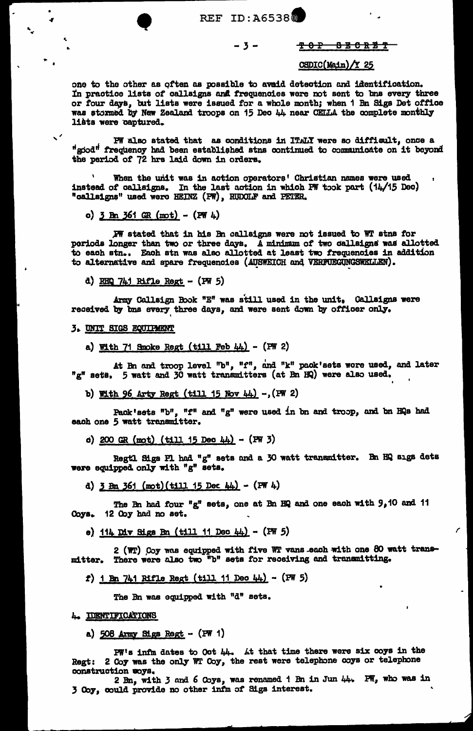one to the other as often as possible to avoid detection and identification. In practice lists of callsigns and frequencies were not sent to bns every three or four days, but lists were issued for a whole month; when 1 Bn Sigs Det office was stormed by New Zealand troops on 15 Dec 44 near CELLA the complete monthly lists were captured.

PW also stated that as conditions in ITALY were so difficult, once a "good" frequency had been established stns continued to communicate on it beyond the period of 72 hrs laid down in orders.

When the unit was in action operators' Christian names were used instead of callsigns. In the last action in which PW took part (14/15 Dec) "callsigns" used were HEINZ (PW), RUDOLF and PETER.

c) 3 Bn 361 GR (mot) - (PW 4)

PW stated that in his Bn callsigns were not issued to WT stns for periods longer than two or three days. A minimum of two callsigns was allotted to each stn.. Each stn was also allotted at least two frequencies in addition to alternative and spare frequencies (AUSWEICH and VERFUEGUNGSWELLEN).

d) RHQ 741 Rifle Regt - (PW 5)

Army Callsign Book "E" was still used in the unit. Callsigns were received by bns every three days, and were sent down by officer only.

3. UNIT SIGS EQUIPMENT

a) With 71 Smoke Regt (till Feb 44) - (PW 2)

At Bn and troop level "b", "f", and "k" pack'sets were used, and later "g" sets. 5 watt and 30 watt transmitters (at Bn HQ) were also used.

b) With 96 Arty Regt (till 15 Nov 44) -, (PW 2)

Pack'sets "b", "f" and "g" were used in bn and troop, and bn HQs had each one 5 watt transmitter.

c) 200 GR (mot) (till 15 Dec 44) - (PW 3)

Regtl Sigs Pl had "g" sets and a 30 watt transmitter. Bn HQ sigs dets were equipped only with "g" sets.

d) 3 Bn 361 (mot)(till 15 Dec 44) - (PW 4)

The Bn had four "g" sets, one at Bn HQ and one each with 9, 10 and 11 Coys. 12 Coy had no set.

e) 114 Div Sigs Bn (till 11 Dec 44) - (PW 5)

2 (WT) Coy was equipped with five WT vans each with one 80 watt transmitter. There were also two "b" sets for receiving and transmitting.

f) 1 Bn 741 Rifle Regt (till 11 Dec 44) - (PW 5)

The Bn was equipped with "d" sets.

4. IDENTIFICATIONS

a) 508 Army Sigs Regt - (PW 1)

PW's infm dates to Oct 44. At that time there were six coys in the Regt: 2 Coy was the only WT Coy, the rest were telephone coys or telephone construction coys.

2 Bn, with 3 and 6 Coys, was renamed 1 Bn in Jun 44. PW, who was in 3 Coy, could provide no other infm of Sigs interest.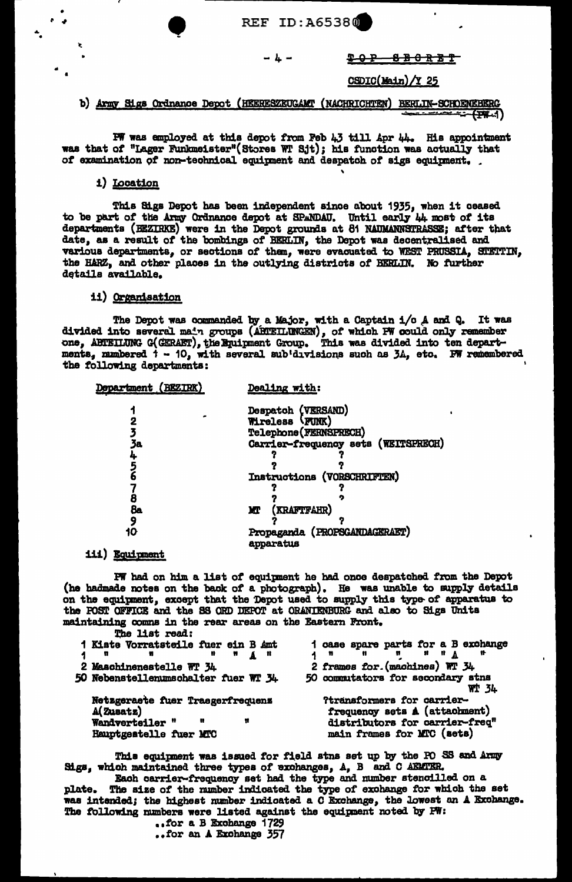TOP SECRET

CSDIC(Main)/Y 25

b) Army Sigs Ordnance Depot (HEERESZEUGAMT (NACHRICHTEN) BERLIN-SCHOENEBERG (PW-1)

PW was employed at this depot from Feb 43 till Apr 44. His appointment was that of "Lager Funkmeister"(Stores WT Sjt); his function was actually that of examination of non-technical equipment and despatch of sigs equipment.

i) Location

This Sigs Depot has been independent since about 1935, when it ceased to be part of the Army Ordnance depot at SPANDAU. Until early 44 most of its departments (BEZIRKE) were in the Depot grounds at 81 NAUMANNSTRASSE; after that date, as a result of the bombings of BERLIN, the Depot was decentralised and various departments, or sections of them, were evacuated to WEST PRUSSIA, STETTIN, the HARZ, and other places in the outlying districts of BERLIN. No further details available.

ii) Organisation

The Depot was commanded by a Major, with a Captain i/c A and Q. It was divided into several main groups (ABTEILUNGEN), of which PW could only remember one, ABTEILUNG G(GERAET), the Equipment Group. This was divided into ten departments, numbered 1 - 10, with several sub'divisions such as 3A, etc. PW remembered the following departments:

| Department (BEZIRK) | Dealing with: |
|---|---|
| 1 | Despatch (VERSAND) |
| 2 | Wireless (FUNK) |
| 3 | Telephone (FERNSPRECH) |
| 3a | Carrier-frequency sets (WEITSPRECH) |
| 4 | ? ? |
| 5 | ? ? |
| 6 | Instructions (VORSCHRIFTEN) |
| 7 | ? ? |
| 8 | ? ? |
| 8a | MT (KRAFTFAHR) |
| 9 | ? ? |
| 10 | Propaganda (PROPAGANDAGERAET) apparatus |

iii) Equipment

PW had on him a list of equipment he had once despatched from the Depot (he hadmade notes on the back of a photograph). He was unable to supply details on the equipment, except that the Depot used to supply this type of apparatus to the POST OFFICE and the SS ORD DEPOT at ORANIENBURG and also to Sigs Units maintaining comms in the rear areas on the Eastern Front.

The list read:

| | |
|---|---|
| 1 Kiste Vorratsteile fuer ein B Amt | 1 case spare parts for a B exchange |
| 1 " " " " A " | 1 " " " " " A " |
| 2 Maschinenestelle WT 34 | 2 frames for (machines) WT 34 |
| 50 Nebenstellenumschalter fuer WT 34 | 50 commutators for secondary stns WT 34 |
| Netzgeraete fuer Traegerfrequenz A(Zusatz) | ?transformers for carrier-frequency sets A (attachment) |
| Wandverteiler " " " | distributors for carrier-freq" |
| Hauptgestelle fuer MTC | main frames for MTC (sets) |

This equipment was issued for field stns set up by the PO SS and Army Sigs, which maintained three types of exchanges, A, B and C AEMTER.

Each carrier-frequency set had the type and number stencilled on a plate. The size of the number indicated the type of exchange for which the set was intended; the highest number indicated a C Exchange, the lowest an A Exchange. The following numbers were listed against the equipment noted by PW:

..for a B Exchange 1729
..for an A Exchange 357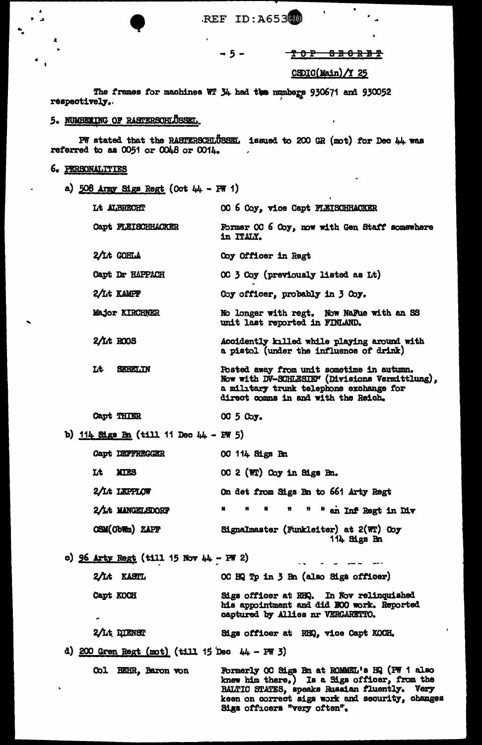TOP SECRET

CSDIC(Main)/Y 25

The frames for machines WT 34 had the numbers 930671 and 930052 respectively.

## 5. NUMBERING OF RASTERSCHLÜSSEL.

PW stated that the RASTERSCHLÜSSEL issued to 200 GR (mot) for Dec 44 was referred to as 0051 or 0048 or 0014.

## 6. PERSONALITIES

a) 508 Army Sigs Regt (Oct 44 - PW 1)

| | |
|---|---|
| Lt ALBRECHT | OC 6 Coy, vice Capt FLEISCHHACKER |
| Capt FLEISCHHACKER | Former OC 6 Coy, now with Gen Staff somewhere in ITALY. |
| 2/Lt GOHLA | Coy Officer in Regt |
| Capt Dr HAPPACH | OC 3 Coy (previously listed as Lt) |
| 2/Lt KAMPF | Coy officer, probably in 3 Coy. |
| Major KIRCHNER | No longer with regt. Now NaFue with an SS unit last reported in FINLAND. |
| 2/Lt ROOS | Accidently killed while playing around with a pistol (under the influence of drink) |
| Lt SEBELIN | Posted away from unit sometime in autumn. Now with DV-SCHLESIEN" (Divisions Vermittlung), a military trunk telephone exchange for direct comms in and with the Reich. |
| Capt THIER | OC 5 Coy. |

b) 114 Sigs Bn (till 11 Dec 44 - PW 5)

| | |
|---|---|
| Capt DEFFREGGER | OC 114 Sigs Bn |
| Lt MIES | OC 2 (WT) Coy in Sigs Bn. |
| 2/Lt LEPPLOW | On det from Sigs Bn to 661 Arty Regt |
| 2/Lt MANGELSDORF | " " " " " " an Inf Regt in Div |
| CSM(ObWm) ZAPF | Signalmaster (Funkleiter) at 2(WT) Coy 114 Sigs Bn |

c) 96 Arty Regt (till 15 Nov 44 - PW 2)

| | |
|---|---|
| 2/Lt KASTL | OC HQ Tp in 3 Bn (also Sigs officer) |
| Capt KOCH | Sigs officer at RHQ. In Nov relinquished his appointment and did BOO work. Reported captured by Allies nr VERGARETTO. |
| 2/Lt DIENST | Sigs officer at RHQ, vice Capt KOCH. |

d) 200 Gren Regt (mot) (till 15 Dec 44 - PW 3)

| | |
|---|---|
| Col BEHR, Baron von | Formerly OC Sigs Bn at ROMMEL's HQ (PW 1 also knew him there.) Is a Sigs officer, from the BALTIC STATES, speaks Russian fluently. Very keen on correct sigs work and security, changes Sigs officers "very often". |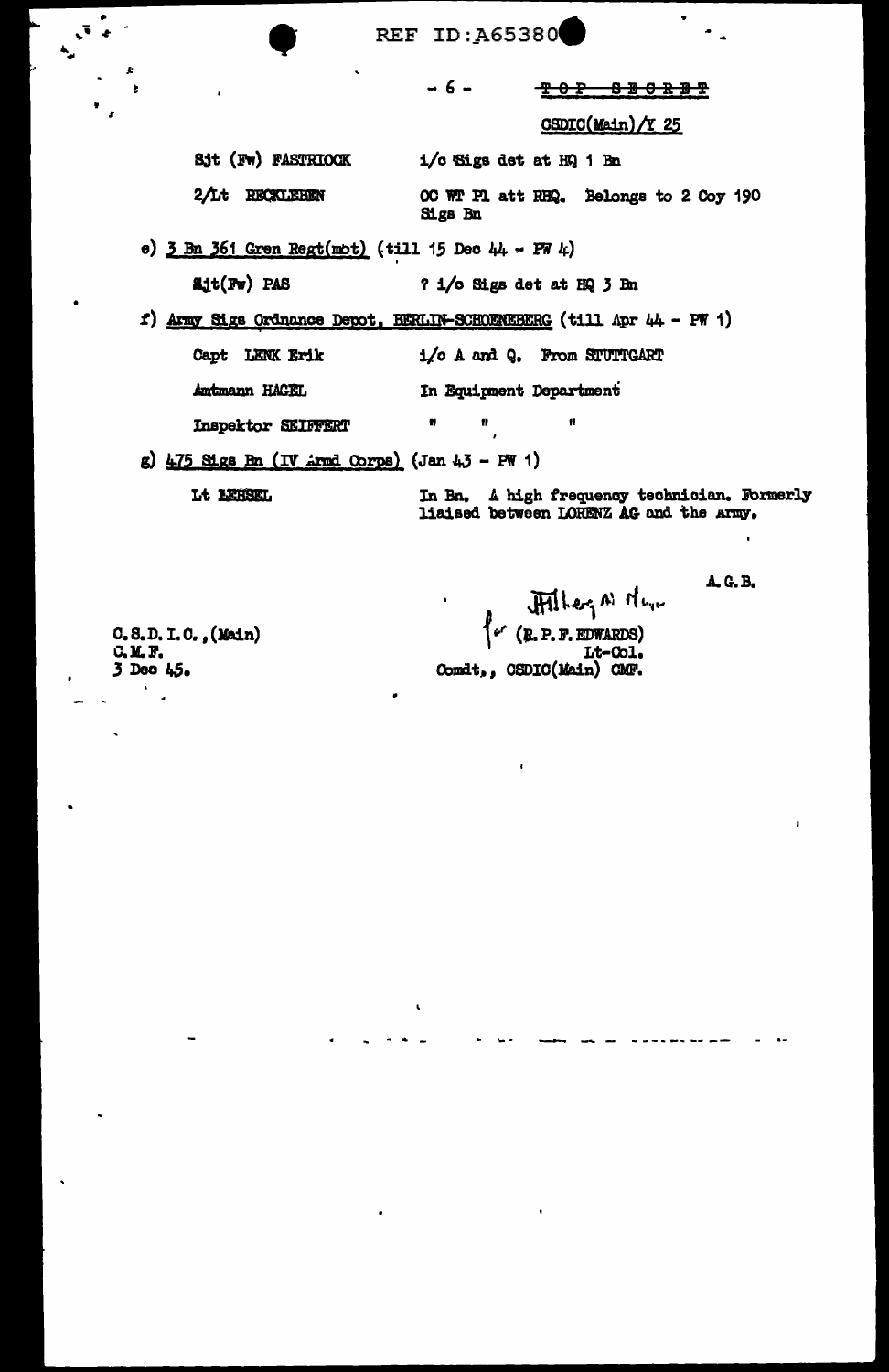TOP SECRET

CSDIC(Main)/Y 25

| | |
|---|---|
| Sjt (Fw) FASTRIOCK | i/c Sigs det at HQ 1 Bn |
| 2/Lt RECKLEBEN | OC WT Pl att RHQ. Belongs to 2 Coy 190 Sigs Bn |

e) 3 Bn 361 Gren Regt(mot) (till 15 Dec 44 - PW 4)

| | |
|---|---|
| Sjt(Fw) PAS | ? i/c Sigs det at HQ 3 Bn |

f) Army Sigs Ordnance Depot, BERLIN-SCHOENEBERG (till Apr 44 - PW 1)

| | |
|---|---|
| Capt LENK Erik | i/c A and Q. From STUTTGART |
| Amtmann HAGEL | In Equipment Department |
| Inspektor SEIFFERT | " " " |

g) 475 Sigs Bn (IV Armd Corps) (Jan 43 - PW 1)

| | |
|---|---|
| Lt LEHSEL | In Bn. A high frequency technician. Formerly liaised between LORENZ AG and the Army. |

A.G.B.

for (R.P.F. EDWARDS)
Lt-Col.
Comdt., CSDIC(Main) CMF.

C.S.D.I.C.,(Main)
C.M.F.
3 Dec 45.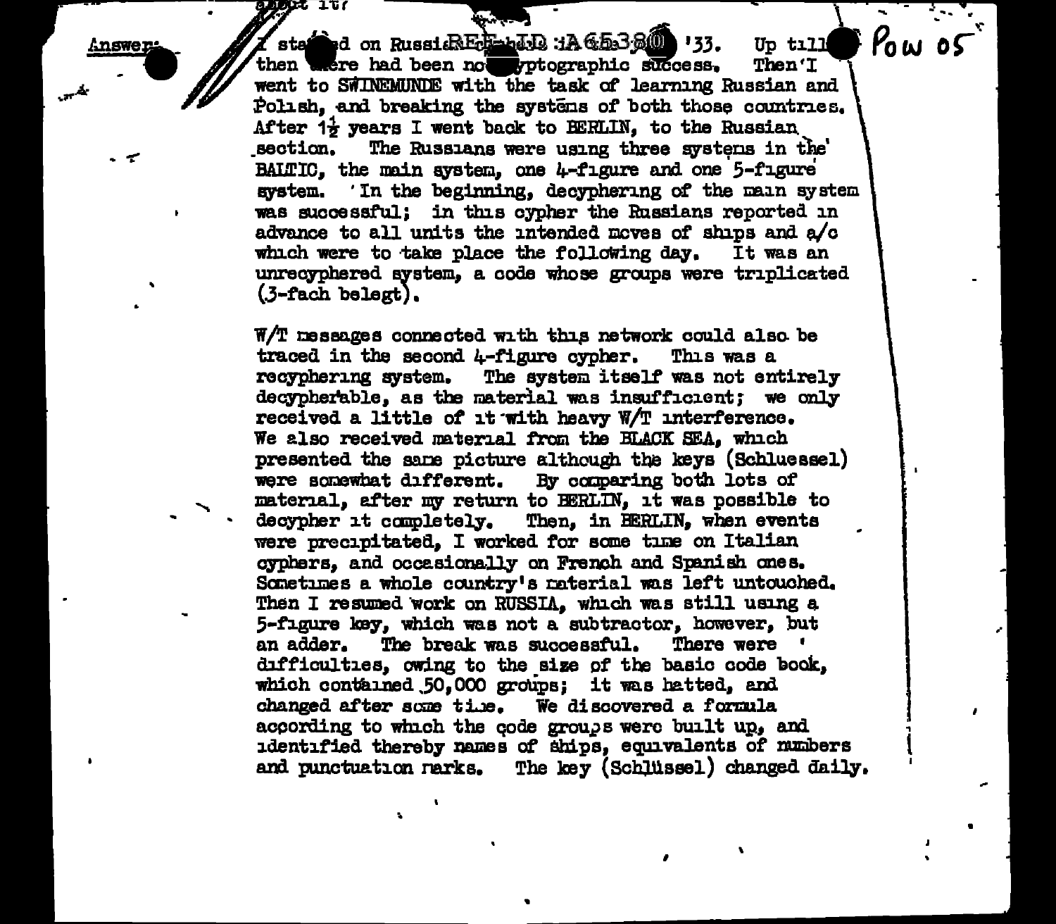Answer: I started on Russian [REF ID:A65380] '33. Up till then there had been no cryptographic success. Then I went to SWINEMUNDE with the task of learning Russian and Polish, and breaking the systems of both those countries. After 1½ years I went back to BERLIN, to the Russian section. The Russians were using three systems in the BALTIC, the main system, one 4-figure and one 5-figure system. In the beginning, decyphering of the main system was successful; in this cypher the Russians reported in advance to all units the intended moves of ships and a/c which were to take place the following day. It was an unrecyphered system, a code whose groups were triplicated (3-fach belegt).

W/T messages connected with this network could also be traced in the second 4-figure cypher. This was a recyphering system. The system itself was not entirely decypherable, as the material was insufficient; we only received a little of it with heavy W/T interference. We also received material from the BLACK SEA, which presented the same picture although the keys (Schluessel) were somewhat different. By comparing both lots of material, after my return to BERLIN, it was possible to decypher it completely. Then, in BERLIN, when events were precipitated, I worked for some time on Italian cyphers, and occasionally on French and Spanish ones. Sometimes a whole country's material was left untouched. Then I resumed work on RUSSIA, which was still using a 5-figure key, which was not a subtractor, however, but an adder. The break was successful. There were difficulties, owing to the size of the basic code book, which contained 50,000 groups; it was hatted, and changed after some time. We discovered a formula according to which the code groups were built up, and identified thereby names of ships, equivalents of numbers and punctuation marks. The key (Schlüssel) changed daily.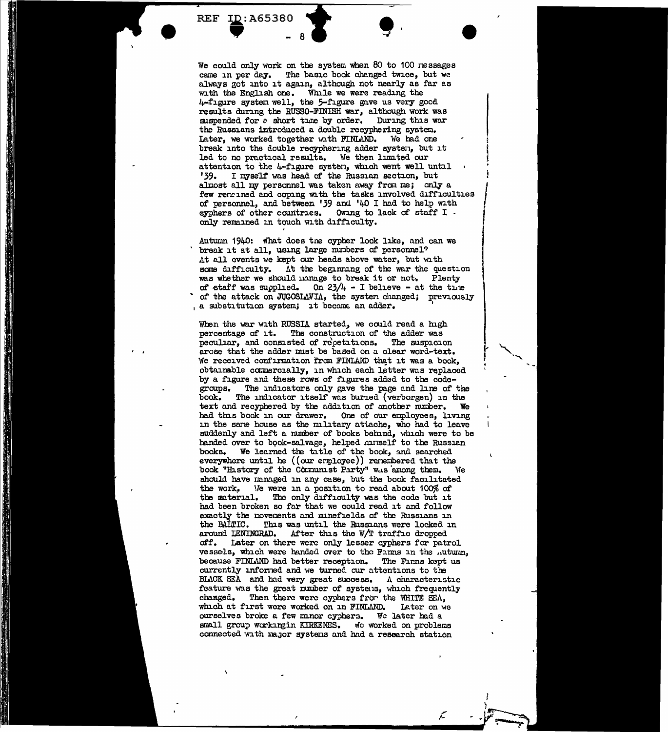We could only work on the system when 80 to 100 messages came in per day. The basic book changed twice, but we always got into it again, although not nearly as far as with the English one. While we were reading the 4-figure system well, the 5-figure gave us very good results during the RUSSO-FINISH war, although work was suspended for a short time by order. During this war the Russians introduced a double recyphering system. Later, we worked together with FINLAND. We had one break into the double recyphering adder system, but it led to no practical results. We then limited our attention to the 4-figure system, which went well until '39. I myself was head of the Russian section, but almost all my personnel was taken away from me; only a few remained and coping with the tasks involved difficulties of personnel, and between '39 and '40 I had to help with cyphers of other countries. Owing to lack of staff I only remained in touch with difficulty.

Autumn 1940: What does the cypher look like, and can we break it at all, using large numbers of personnel? At all events we kept our heads above water, but with some difficulty. At the beginning of the war the question was whether we should manage to break it or not. Plenty of staff was supplied. On 23/4 - I believe - at the time of the attack on JUGOSLAVIA, the system changed; previously a substitution system; it became an adder.

When the war with RUSSIA started, we could read a high percentage of it. The construction of the adder was peculiar, and consisted of repetitions. The suspicion arose that the adder must be based on a clear word-text. We received confirmation from FINLAND that it was a book, obtainable commercially, in which each letter was replaced by a figure and these rows of figures added to the code-groups. The indicators only gave the page and line of the book. The indicator itself was buried (verborgen) in the text and recyphered by the addition of another number. We had this book in our drawer. One of our employees, living in the same house as the military attache, who had to leave suddenly and left a number of books behind, which were to be handed over to book-salvage, helped himself to the Russian books. We learned the title of the book, and searched everywhere until he ((our employee)) remembered that the book "History of the Communist Party" was among them. We should have managed in any case, but the book facilitated the work. We were in a position to read about 100% of the material. The only difficulty was the code but it had been broken so far that we could read it and follow exactly the movements and minefields of the Russians in the BALTIC. This was until the Russians were locked in around LENINGRAD. After this the W/T traffic dropped off. Later on there were only lesser cyphers for patrol vessels, which were handed over to the Finns in the autumn, because FINLAND had better reception. The Finns kept us currently informed and we turned our attentions to the BLACK SEA and had very great success. A characteristic feature was the great number of systems, which frequently changed. Then there were cyphers from the WHITE SEA, which at first were worked on in FINLAND. Later on we ourselves broke a few minor cyphers. We later had a small group workingin KIRKENES. We worked on problems connected with major systems and had a research station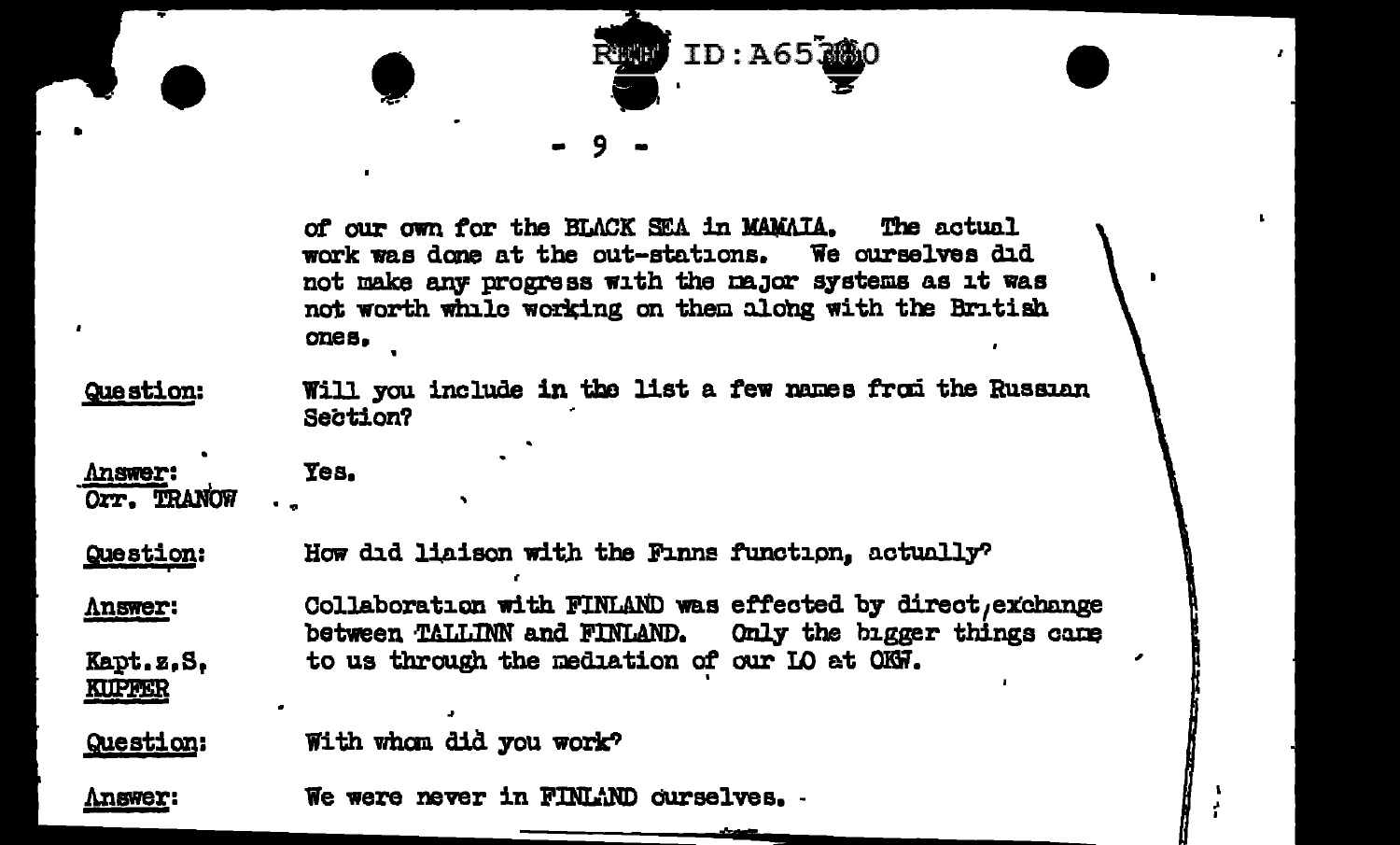of our own for the BLACK SEA in MAMAIA. The actual work was done at the out-stations. We ourselves did not make any progress with the major systems as it was not worth while working on them along with the British ones.

**Question:** Will you include in the list a few names from the Russian Section?

**Answer:** Orr. TRANOW — Yes.

**Question:** How did liaison with the Finns function, actually?

**Answer:** Kapt.z.S. KUPFER — Collaboration with FINLAND was effected by direct exchange between TALLINN and FINLAND. Only the bigger things came to us through the mediation of our LO at OKW.

**Question:** With whom did you work?

**Answer:** We were never in FINLAND ourselves.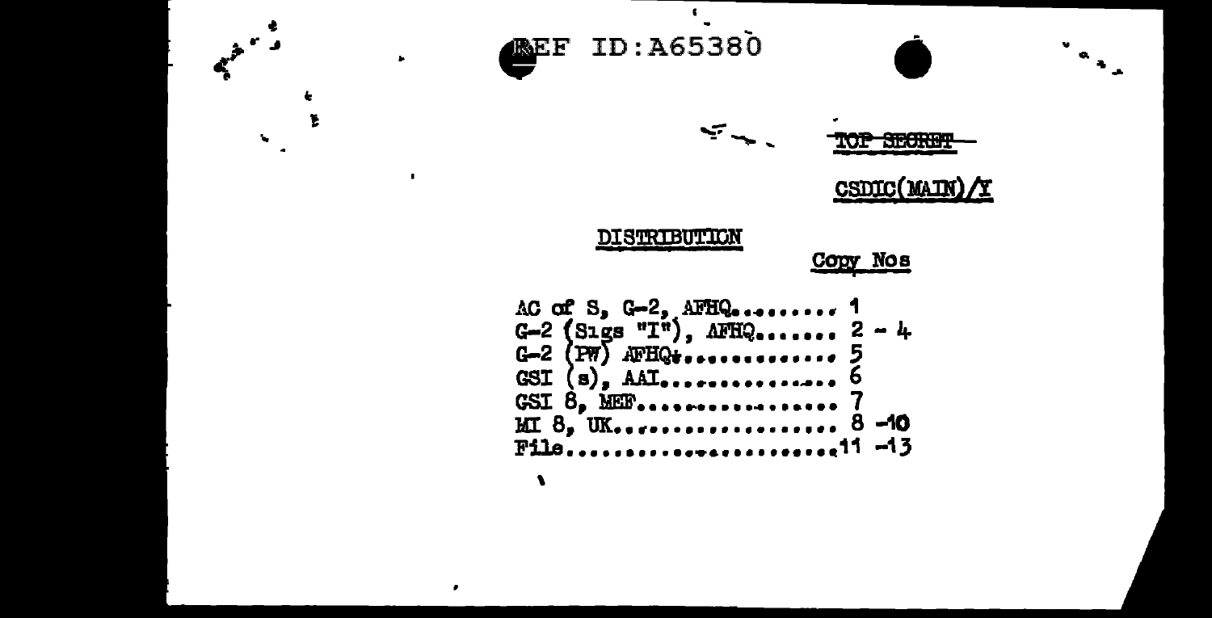REF ID:A65380

TOP SECRET

CSDIC(MAIN)/Y

DISTRIBUTION

Copy Nos

AC of S, G-2, AFHQ......... 1
G-2 (Sigs "I"), AFHQ........ 2 - 4
G-2 (PW) AFHQ............. 5
GSI (s), AAT.............. 6
GSI 8, MEF................ 7
MI 8, UK.................. 8 -10
File......................11 -13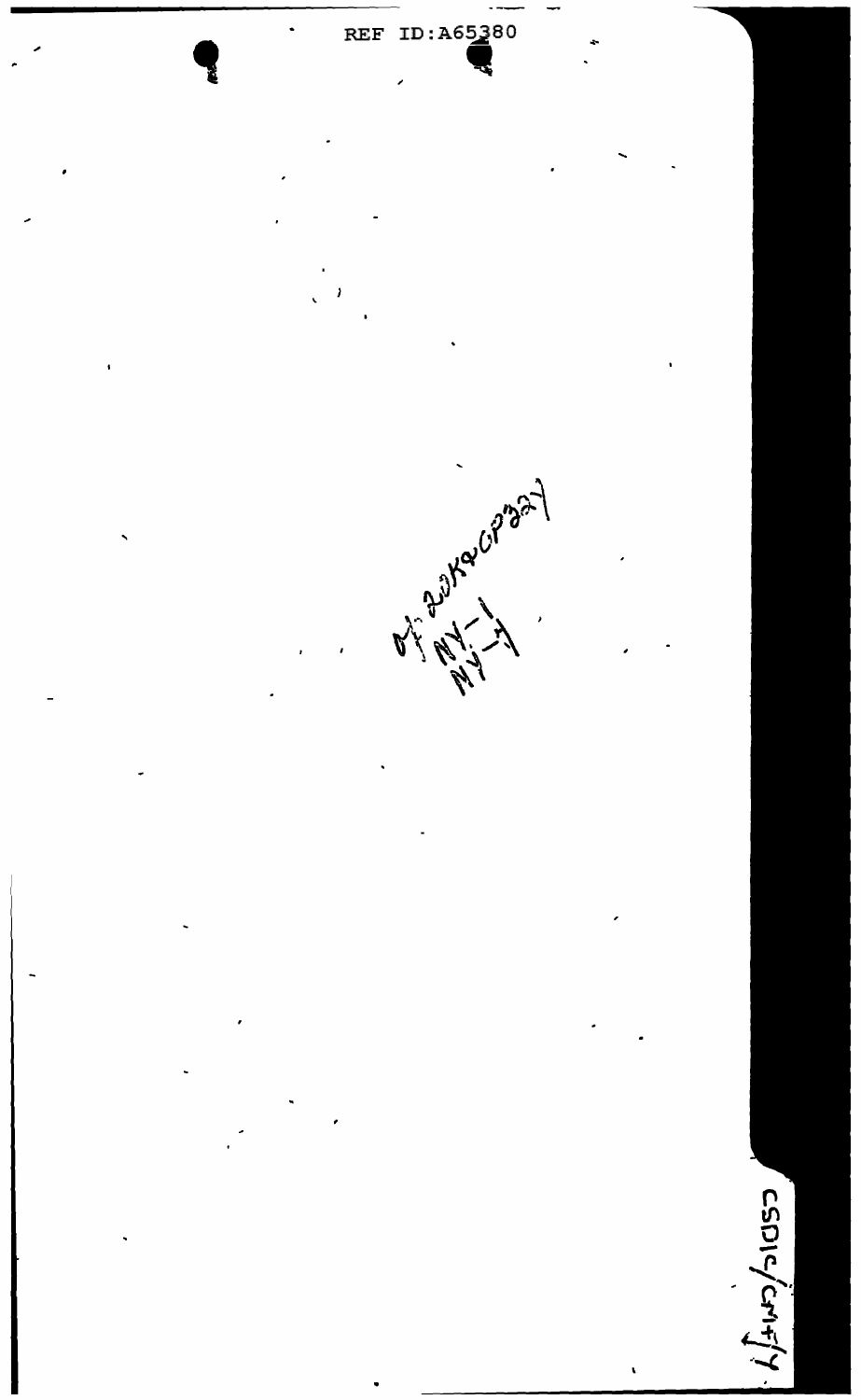REF ID:A65380

Of: 20K8CP227
NY-1
NY-1

CSDIC/CMF/Y